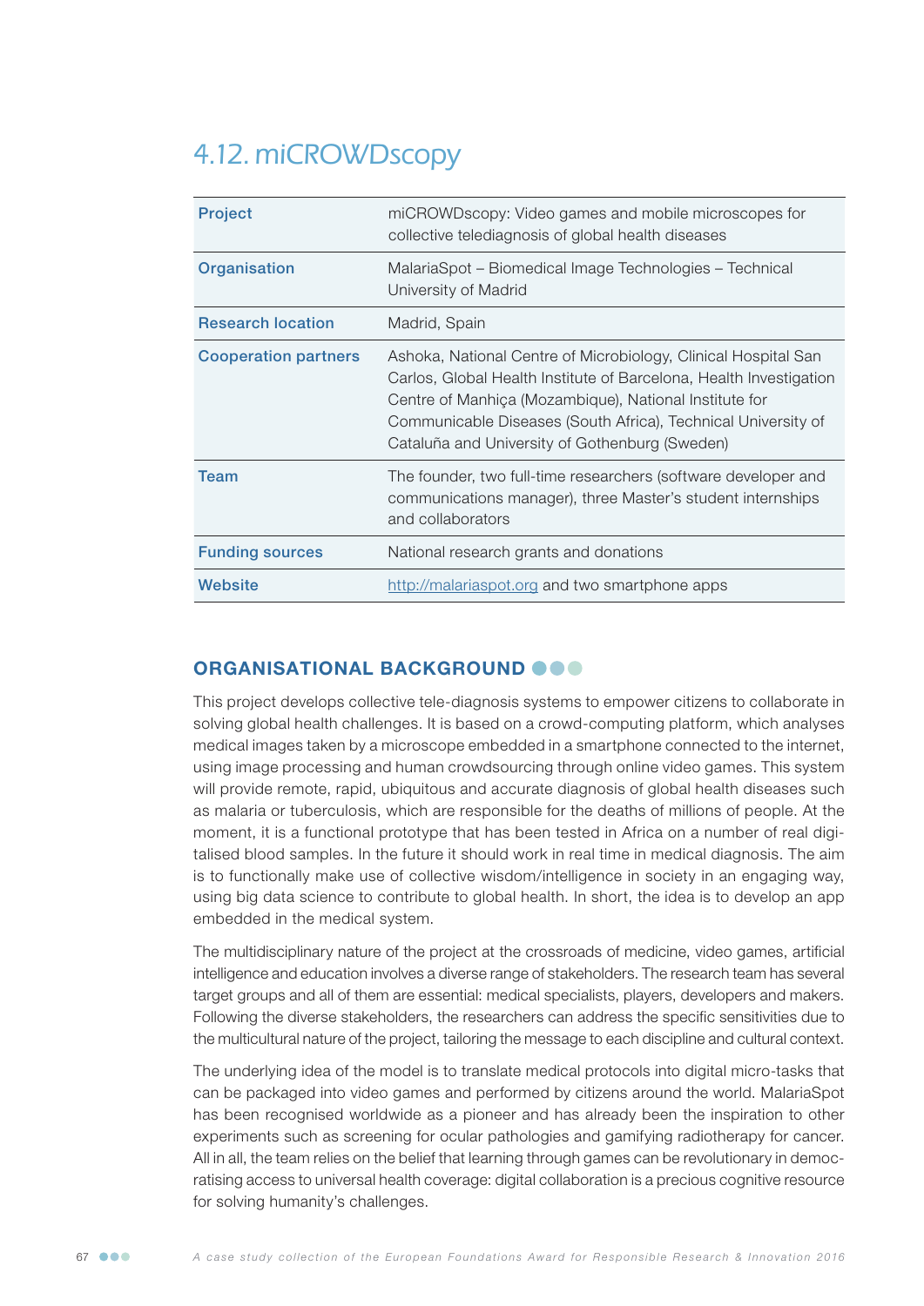# 4.12. miCROWDscopy

| | |
|---|---|
| **Project** | miCROWDscopy: Video games and mobile microscopes for collective telediagnosis of global health diseases |
| **Organisation** | MalariaSpot – Biomedical Image Technologies – Technical University of Madrid |
| **Research location** | Madrid, Spain |
| **Cooperation partners** | Ashoka, National Centre of Microbiology, Clinical Hospital San Carlos, Global Health Institute of Barcelona, Health Investigation Centre of Manhiça (Mozambique), National Institute for Communicable Diseases (South Africa), Technical University of Cataluña and University of Gothenburg (Sweden) |
| **Team** | The founder, two full-time researchers (software developer and communications manager), three Master's student internships and collaborators |
| **Funding sources** | National research grants and donations |
| **Website** | http://malariaspot.org and two smartphone apps |

## ORGANISATIONAL BACKGROUND

This project develops collective tele-diagnosis systems to empower citizens to collaborate in solving global health challenges. It is based on a crowd-computing platform, which analyses medical images taken by a microscope embedded in a smartphone connected to the internet, using image processing and human crowdsourcing through online video games. This system will provide remote, rapid, ubiquitous and accurate diagnosis of global health diseases such as malaria or tuberculosis, which are responsible for the deaths of millions of people. At the moment, it is a functional prototype that has been tested in Africa on a number of real digitalised blood samples. In the future it should work in real time in medical diagnosis. The aim is to functionally make use of collective wisdom/intelligence in society in an engaging way, using big data science to contribute to global health. In short, the idea is to develop an app embedded in the medical system.

The multidisciplinary nature of the project at the crossroads of medicine, video games, artificial intelligence and education involves a diverse range of stakeholders. The research team has several target groups and all of them are essential: medical specialists, players, developers and makers. Following the diverse stakeholders, the researchers can address the specific sensitivities due to the multicultural nature of the project, tailoring the message to each discipline and cultural context.

The underlying idea of the model is to translate medical protocols into digital micro-tasks that can be packaged into video games and performed by citizens around the world. MalariaSpot has been recognised worldwide as a pioneer and has already been the inspiration to other experiments such as screening for ocular pathologies and gamifying radiotherapy for cancer. All in all, the team relies on the belief that learning through games can be revolutionary in democratising access to universal health coverage: digital collaboration is a precious cognitive resource for solving humanity's challenges.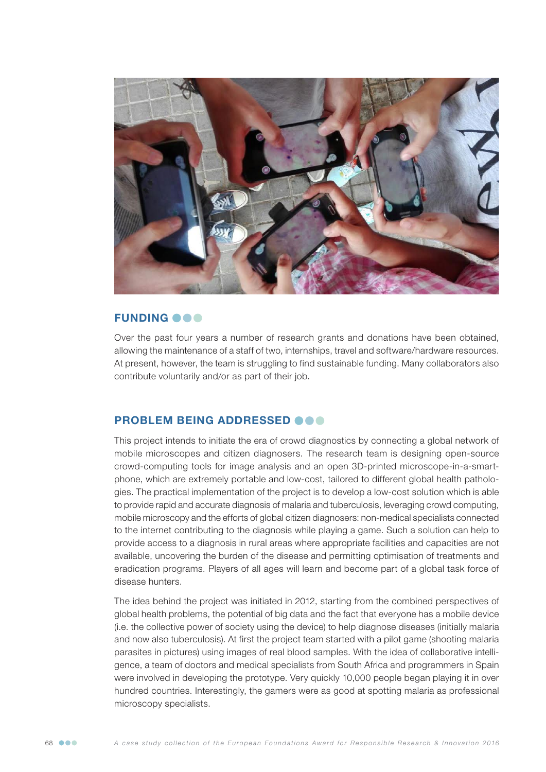## FUNDING

Over the past four years a number of research grants and donations have been obtained, allowing the maintenance of a staff of two, internships, travel and software/hardware resources. At present, however, the team is struggling to find sustainable funding. Many collaborators also contribute voluntarily and/or as part of their job.

## PROBLEM BEING ADDRESSED

This project intends to initiate the era of crowd diagnostics by connecting a global network of mobile microscopes and citizen diagnosers. The research team is designing open-source crowd-computing tools for image analysis and an open 3D-printed microscope-in-a-smartphone, which are extremely portable and low-cost, tailored to different global health pathologies. The practical implementation of the project is to develop a low-cost solution which is able to provide rapid and accurate diagnosis of malaria and tuberculosis, leveraging crowd computing, mobile microscopy and the efforts of global citizen diagnosers: non-medical specialists connected to the internet contributing to the diagnosis while playing a game. Such a solution can help to provide access to a diagnosis in rural areas where appropriate facilities and capacities are not available, uncovering the burden of the disease and permitting optimisation of treatments and eradication programs. Players of all ages will learn and become part of a global task force of disease hunters.

The idea behind the project was initiated in 2012, starting from the combined perspectives of global health problems, the potential of big data and the fact that everyone has a mobile device (i.e. the collective power of society using the device) to help diagnose diseases (initially malaria and now also tuberculosis). At first the project team started with a pilot game (shooting malaria parasites in pictures) using images of real blood samples. With the idea of collaborative intelligence, a team of doctors and medical specialists from South Africa and programmers in Spain were involved in developing the prototype. Very quickly 10,000 people began playing it in over hundred countries. Interestingly, the gamers were as good at spotting malaria as professional microscopy specialists.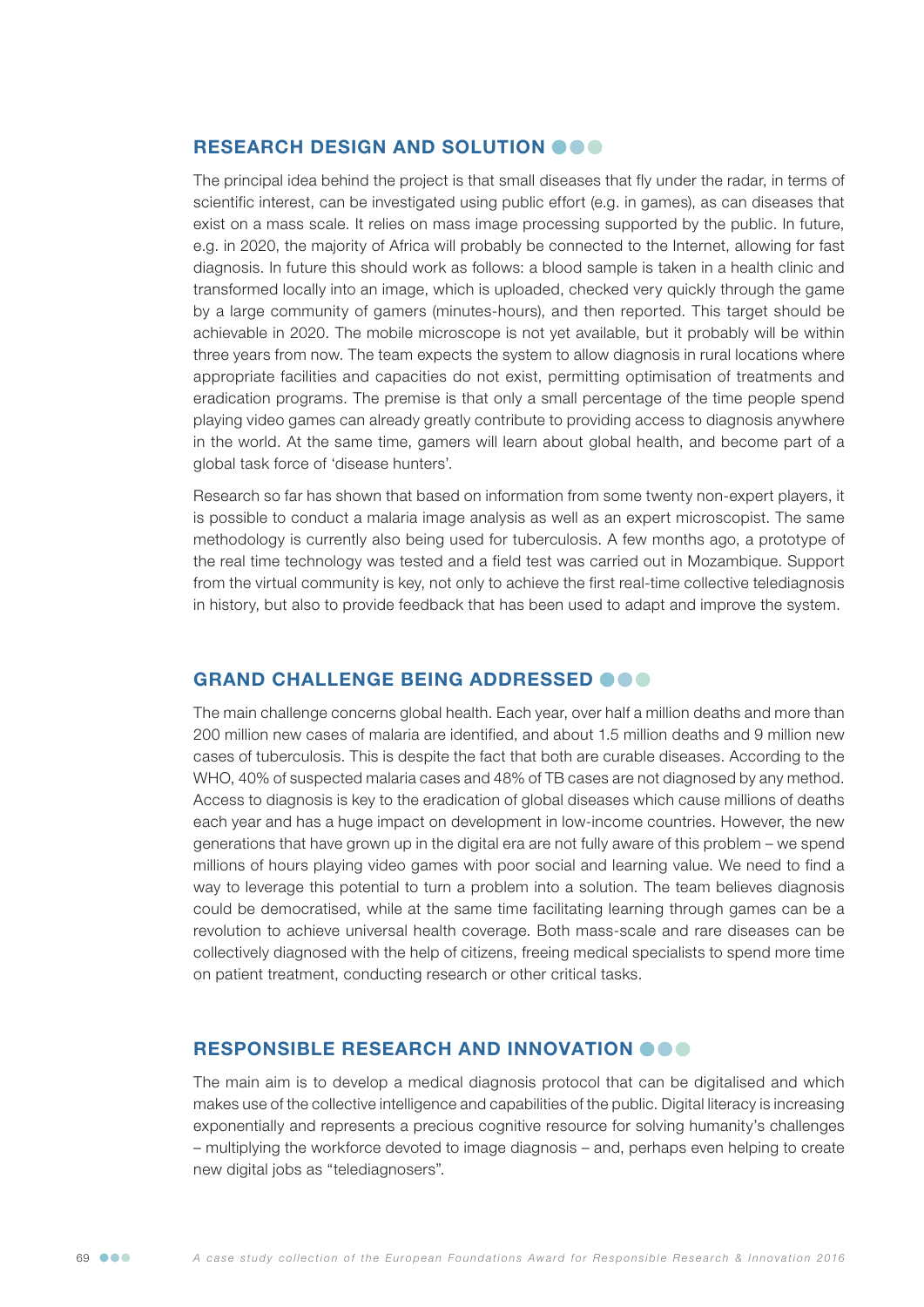## RESEARCH DESIGN AND SOLUTION

The principal idea behind the project is that small diseases that fly under the radar, in terms of scientific interest, can be investigated using public effort (e.g. in games), as can diseases that exist on a mass scale. It relies on mass image processing supported by the public. In future, e.g. in 2020, the majority of Africa will probably be connected to the Internet, allowing for fast diagnosis. In future this should work as follows: a blood sample is taken in a health clinic and transformed locally into an image, which is uploaded, checked very quickly through the game by a large community of gamers (minutes-hours), and then reported. This target should be achievable in 2020. The mobile microscope is not yet available, but it probably will be within three years from now. The team expects the system to allow diagnosis in rural locations where appropriate facilities and capacities do not exist, permitting optimisation of treatments and eradication programs. The premise is that only a small percentage of the time people spend playing video games can already greatly contribute to providing access to diagnosis anywhere in the world. At the same time, gamers will learn about global health, and become part of a global task force of 'disease hunters'.

Research so far has shown that based on information from some twenty non-expert players, it is possible to conduct a malaria image analysis as well as an expert microscopist. The same methodology is currently also being used for tuberculosis. A few months ago, a prototype of the real time technology was tested and a field test was carried out in Mozambique. Support from the virtual community is key, not only to achieve the first real-time collective telediagnosis in history, but also to provide feedback that has been used to adapt and improve the system.

## GRAND CHALLENGE BEING ADDRESSED

The main challenge concerns global health. Each year, over half a million deaths and more than 200 million new cases of malaria are identified, and about 1.5 million deaths and 9 million new cases of tuberculosis. This is despite the fact that both are curable diseases. According to the WHO, 40% of suspected malaria cases and 48% of TB cases are not diagnosed by any method. Access to diagnosis is key to the eradication of global diseases which cause millions of deaths each year and has a huge impact on development in low-income countries. However, the new generations that have grown up in the digital era are not fully aware of this problem – we spend millions of hours playing video games with poor social and learning value. We need to find a way to leverage this potential to turn a problem into a solution. The team believes diagnosis could be democratised, while at the same time facilitating learning through games can be a revolution to achieve universal health coverage. Both mass-scale and rare diseases can be collectively diagnosed with the help of citizens, freeing medical specialists to spend more time on patient treatment, conducting research or other critical tasks.

## RESPONSIBLE RESEARCH AND INNOVATION

The main aim is to develop a medical diagnosis protocol that can be digitalised and which makes use of the collective intelligence and capabilities of the public. Digital literacy is increasing exponentially and represents a precious cognitive resource for solving humanity's challenges – multiplying the workforce devoted to image diagnosis – and, perhaps even helping to create new digital jobs as "telediagnosers".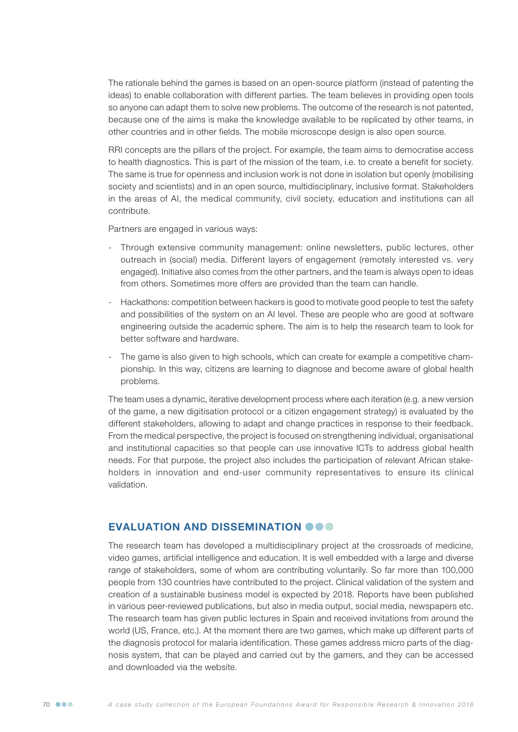The rationale behind the games is based on an open-source platform (instead of patenting the ideas) to enable collaboration with different parties. The team believes in providing open tools so anyone can adapt them to solve new problems. The outcome of the research is not patented, because one of the aims is make the knowledge available to be replicated by other teams, in other countries and in other fields. The mobile microscope design is also open source.

RRI concepts are the pillars of the project. For example, the team aims to democratise access to health diagnostics. This is part of the mission of the team, i.e. to create a benefit for society. The same is true for openness and inclusion work is not done in isolation but openly (mobilising society and scientists) and in an open source, multidisciplinary, inclusive format. Stakeholders in the areas of AI, the medical community, civil society, education and institutions can all contribute.

Partners are engaged in various ways:

- Through extensive community management: online newsletters, public lectures, other outreach in (social) media. Different layers of engagement (remotely interested vs. very engaged). Initiative also comes from the other partners, and the team is always open to ideas from others. Sometimes more offers are provided than the team can handle.
- Hackathons: competition between hackers is good to motivate good people to test the safety and possibilities of the system on an AI level. These are people who are good at software engineering outside the academic sphere. The aim is to help the research team to look for better software and hardware.
- The game is also given to high schools, which can create for example a competitive championship. In this way, citizens are learning to diagnose and become aware of global health problems.

The team uses a dynamic, iterative development process where each iteration (e.g. a new version of the game, a new digitisation protocol or a citizen engagement strategy) is evaluated by the different stakeholders, allowing to adapt and change practices in response to their feedback. From the medical perspective, the project is focused on strengthening individual, organisational and institutional capacities so that people can use innovative ICTs to address global health needs. For that purpose, the project also includes the participation of relevant African stakeholders in innovation and end-user community representatives to ensure its clinical validation.

## EVALUATION AND DISSEMINATION

The research team has developed a multidisciplinary project at the crossroads of medicine, video games, artificial intelligence and education. It is well embedded with a large and diverse range of stakeholders, some of whom are contributing voluntarily. So far more than 100,000 people from 130 countries have contributed to the project. Clinical validation of the system and creation of a sustainable business model is expected by 2018. Reports have been published in various peer-reviewed publications, but also in media output, social media, newspapers etc. The research team has given public lectures in Spain and received invitations from around the world (US, France, etc.). At the moment there are two games, which make up different parts of the diagnosis protocol for malaria identification. These games address micro parts of the diagnosis system, that can be played and carried out by the gamers, and they can be accessed and downloaded via the website.